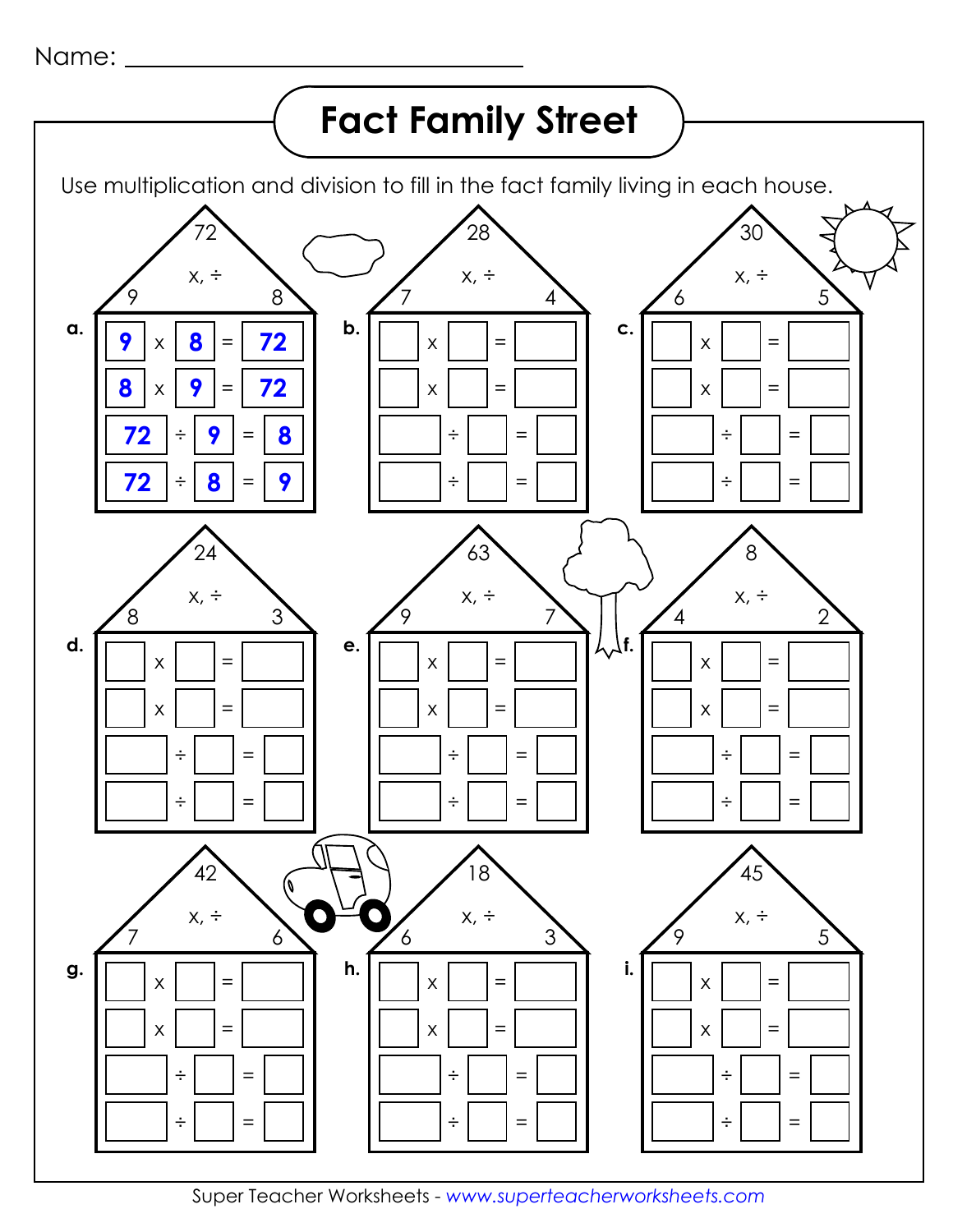Name: ______________________________

# Fact Family Street

Use multiplication and division to fill in the fact family living in each house.

**a.** 72 (x, ÷) 9, 8

| | | | | |
|---|---|---|---|---|
| 9 | x | 8 | = | 72 |
| 8 | x | 9 | = | 72 |
| 72 | ÷ | 9 | = | 8 |
| 72 | ÷ | 8 | = | 9 |

**b.** 28 (x, ÷) 7, 4

| | | | | |
|---|---|---|---|---|
| | x | | = | |
| | x | | = | |
| | ÷ | | = | |
| | ÷ | | = | |

**c.** 30 (x, ÷) 6, 5

| | | | | |
|---|---|---|---|---|
| | x | | = | |
| | x | | = | |
| | ÷ | | = | |
| | ÷ | | = | |

**d.** 24 (x, ÷) 8, 3

| | | | | |
|---|---|---|---|---|
| | x | | = | |
| | x | | = | |
| | ÷ | | = | |
| | ÷ | | = | |

**e.** 63 (x, ÷) 9, 7

| | | | | |
|---|---|---|---|---|
| | x | | = | |
| | x | | = | |
| | ÷ | | = | |
| | ÷ | | = | |

**f.** 8 (x, ÷) 4, 2

| | | | | |
|---|---|---|---|---|
| | x | | = | |
| | x | | = | |
| | ÷ | | = | |
| | ÷ | | = | |

**g.** 42 (x, ÷) 7, 6

| | | | | |
|---|---|---|---|---|
| | x | | = | |
| | x | | = | |
| | ÷ | | = | |
| | ÷ | | = | |

**h.** 18 (x, ÷) 6, 3

| | | | | |
|---|---|---|---|---|
| | x | | = | |
| | x | | = | |
| | ÷ | | = | |
| | ÷ | | = | |

**i.** 45 (x, ÷) 9, 5

| | | | | |
|---|---|---|---|---|
| | x | | = | |
| | x | | = | |
| | ÷ | | = | |
| | ÷ | | = | |

Super Teacher Worksheets - *www.superteacherworksheets.com*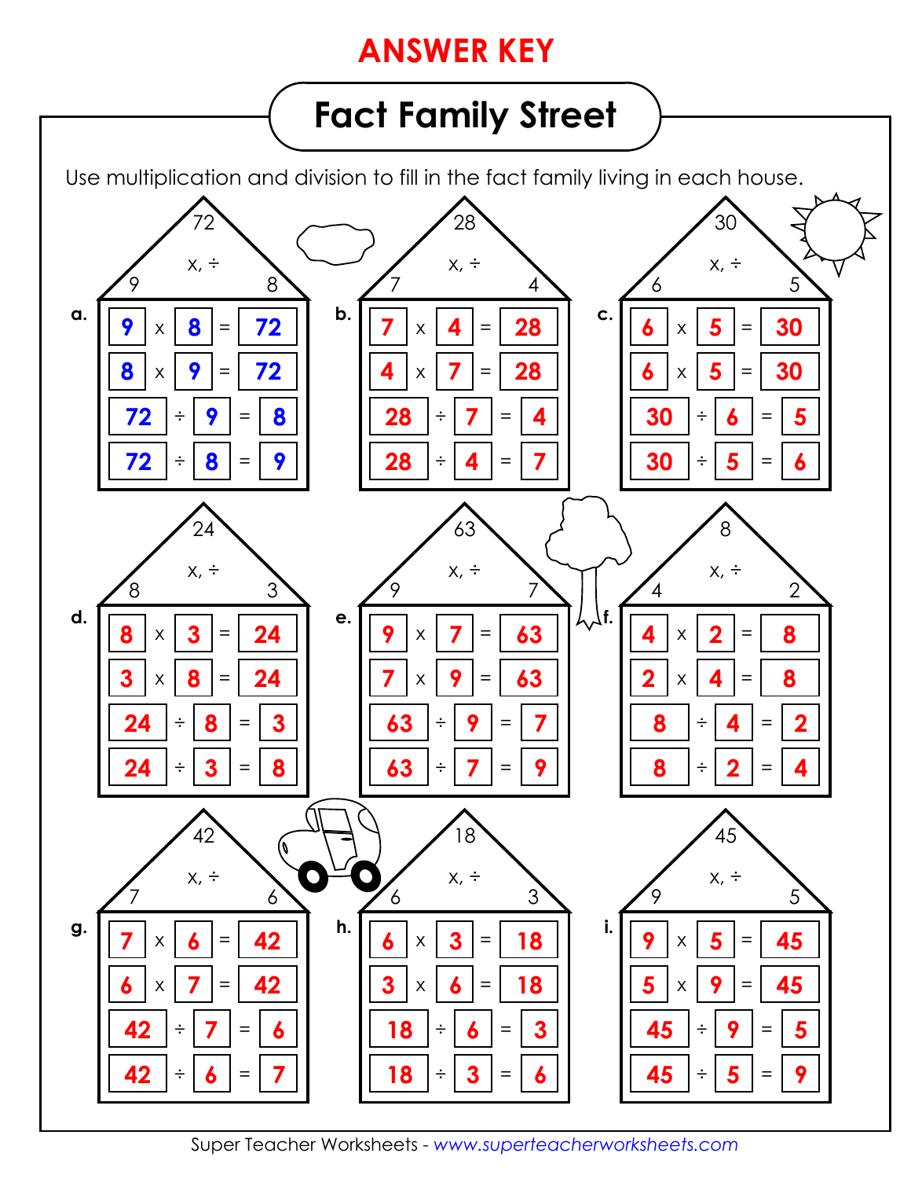# ANSWER KEY

## Fact Family Street

Use multiplication and division to fill in the fact family living in each house.

**a.** 72; x, ÷; 9, 8

- 9 x 8 = 72
- 8 x 9 = 72
- 72 ÷ 9 = 8
- 72 ÷ 8 = 9

**b.** 28; x, ÷; 7, 4

- 7 x 4 = 28
- 4 x 7 = 28
- 28 ÷ 7 = 4
- 28 ÷ 4 = 7

**c.** 30; x, ÷; 6, 5

- 6 x 5 = 30
- 6 x 5 = 30
- 30 ÷ 6 = 5
- 30 ÷ 5 = 6

**d.** 24; x, ÷; 8, 3

- 8 x 3 = 24
- 3 x 8 = 24
- 24 ÷ 8 = 3
- 24 ÷ 3 = 8

**e.** 63; x, ÷; 9, 7

- 9 x 7 = 63
- 7 x 9 = 63
- 63 ÷ 9 = 7
- 63 ÷ 7 = 9

**f.** 8; x, ÷; 4, 2

- 4 x 2 = 8
- 2 x 4 = 8
- 8 ÷ 4 = 2
- 8 ÷ 2 = 4

**g.** 42; x, ÷; 7, 6

- 7 x 6 = 42
- 6 x 7 = 42
- 42 ÷ 7 = 6
- 42 ÷ 6 = 7

**h.** 18; x, ÷; 6, 3

- 6 x 3 = 18
- 3 x 6 = 18
- 18 ÷ 6 = 3
- 18 ÷ 3 = 6

**i.** 45; x, ÷; 9, 5

- 9 x 5 = 45
- 5 x 9 = 45
- 45 ÷ 9 = 5
- 45 ÷ 5 = 9

Super Teacher Worksheets - *www.superteacherworksheets.com*